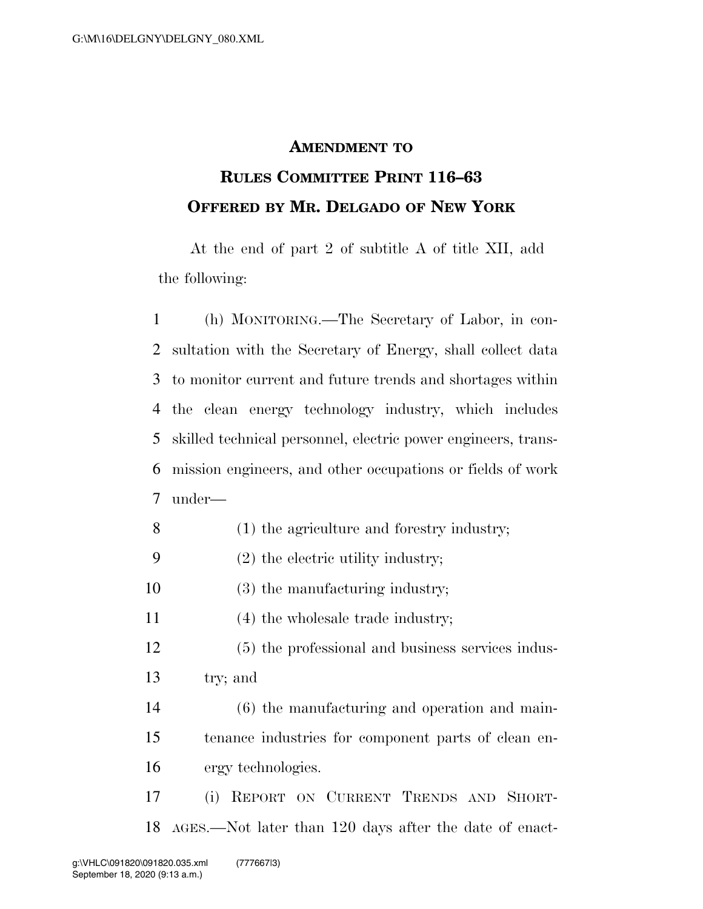# AMENDMENT TO RULES COMMITTEE PRINT 116–63

## OFFERED BY MR. DELGADO OF NEW YORK

At the end of part 2 of subtitle A of title XII, add the following:

(h) MONITORING.—The Secretary of Labor, in consultation with the Secretary of Energy, shall collect data to monitor current and future trends and shortages within the clean energy technology industry, which includes skilled technical personnel, electric power engineers, transmission engineers, and other occupations or fields of work under—

(1) the agriculture and forestry industry;

(2) the electric utility industry;

(3) the manufacturing industry;

(4) the wholesale trade industry;

(5) the professional and business services industry; and

(6) the manufacturing and operation and maintenance industries for component parts of clean energy technologies.

(i) REPORT ON CURRENT TRENDS AND SHORTAGES.—Not later than 120 days after the date of enact-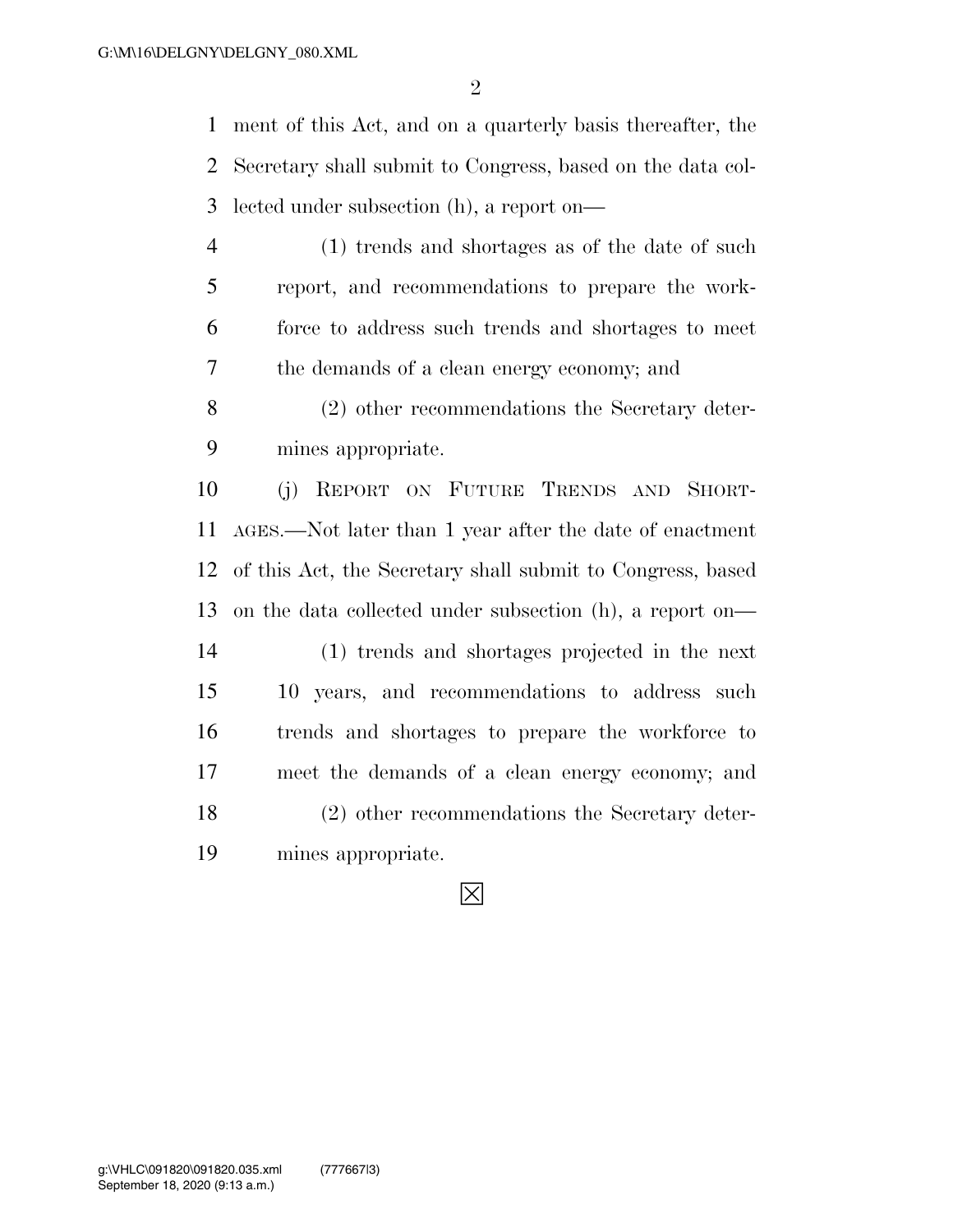ment of this Act, and on a quarterly basis thereafter, the Secretary shall submit to Congress, based on the data collected under subsection (h), a report on—

(1) trends and shortages as of the date of such report, and recommendations to prepare the workforce to address such trends and shortages to meet the demands of a clean energy economy; and

(2) other recommendations the Secretary determines appropriate.

(j) REPORT ON FUTURE TRENDS AND SHORTAGES.—Not later than 1 year after the date of enactment of this Act, the Secretary shall submit to Congress, based on the data collected under subsection (h), a report on—

(1) trends and shortages projected in the next 10 years, and recommendations to address such trends and shortages to prepare the workforce to meet the demands of a clean energy economy; and

(2) other recommendations the Secretary determines appropriate.

☒